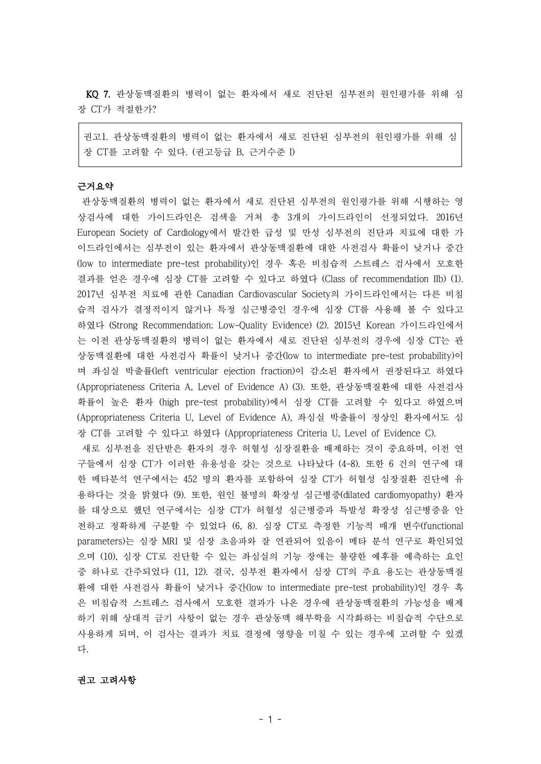**KQ 7.** 관상동맥질환의 병력이 없는 환자에서 새로 진단된 심부전의 원인평가를 위해 심장 CT가 적절한가?

> 권고1. 관상동맥질환의 병력이 없는 환자에서 새로 진단된 심부전의 원인평가를 위해 심장 CT를 고려할 수 있다. (권고등급 B, 근거수준 I)

**근거요약**

관상동맥질환의 병력이 없는 환자에서 새로 진단된 심부전의 원인평가를 위해 시행하는 영상검사에 대한 가이드라인은 검색을 거쳐 총 3개의 가이드라인이 선정되었다. 2016년 European Society of Cardiology에서 발간한 급성 및 만성 심부전의 진단과 치료에 대한 가이드라인에서는 심부전이 있는 환자에서 관상동맥질환에 대한 사전검사 확률이 낮거나 중간(low to intermediate pre-test probability)인 경우 혹은 비침습적 스트레스 검사에서 모호한 결과를 얻은 경우에 심장 CT를 고려할 수 있다고 하였다 (Class of recommendation IIb) (1). 2017년 심부전 치료에 관한 Canadian Cardiovascular Society의 가이드라인에서는 다른 비침습적 검사가 결정적이지 않거나 특정 심근병증인 경우에 심장 CT를 사용해 볼 수 있다고 하였다 (Strong Recommendation; Low-Quality Evidence) (2). 2015년 Korean 가이드라인에서는 이전 관상동맥질환의 병력이 없는 환자에서 새로 진단된 심부전의 경우에 심장 CT는 관상동맥질환에 대한 사전검사 확률이 낮거나 중간(low to intermediate pre-test probability)이며 좌심실 박출률(left ventricular ejection fraction)이 감소된 환자에서 권장된다고 하였다 (Appropriateness Criteria A, Level of Evidence A) (3). 또한, 관상동맥질환에 대한 사전검사 확률이 높은 환자 (high pre-test probability)에서 심장 CT를 고려할 수 있다고 하였으며 (Appropriateness Criteria U, Level of Evidence A), 좌심실 박출률이 정상인 환자에서도 심장 CT를 고려할 수 있다고 하였다 (Appropriateness Criteria U, Level of Evidence C).

새로 심부전을 진단받은 환자의 경우 허혈성 심장질환을 배제하는 것이 중요하며, 이전 연구들에서 심장 CT가 이러한 유용성을 갖는 것으로 나타났다 (4-8). 또한 6 건의 연구에 대한 메타분석 연구에서는 452 명의 환자를 포함하여 심장 CT가 허혈성 심장질환 진단에 유용하다는 것을 밝혔다 (9). 또한, 원인 불명의 확장성 심근병증(dilated cardiomyopathy) 환자를 대상으로 했던 연구에서는 심장 CT가 허혈성 심근병증과 특발성 확장성 심근병증을 안전하고 정확하게 구분할 수 있었다 (6, 8). 심장 CT로 측정한 기능적 매개 변수(functional parameters)는 심장 MRI 및 심장 초음파와 잘 연관되어 있음이 메타 분석 연구로 확인되었으며 (10), 심장 CT로 진단할 수 있는 좌심실의 기능 장애는 불량한 예후를 예측하는 요인 중 하나로 간주되었다 (11, 12). 결국, 심부전 환자에서 심장 CT의 주요 용도는 관상동맥질환에 대한 사전검사 확률이 낮거나 중간(low to intermediate pre-test probability)인 경우 혹은 비침습적 스트레스 검사에서 모호한 결과가 나온 경우에 관상동맥질환의 가능성을 배제하기 위해 상대적 금기 사항이 없는 경우 관상동맥 해부학을 시각화하는 비침습적 수단으로 사용하게 되며, 이 검사는 결과가 치료 결정에 영향을 미칠 수 있는 경우에 고려할 수 있겠다.

**권고 고려사항**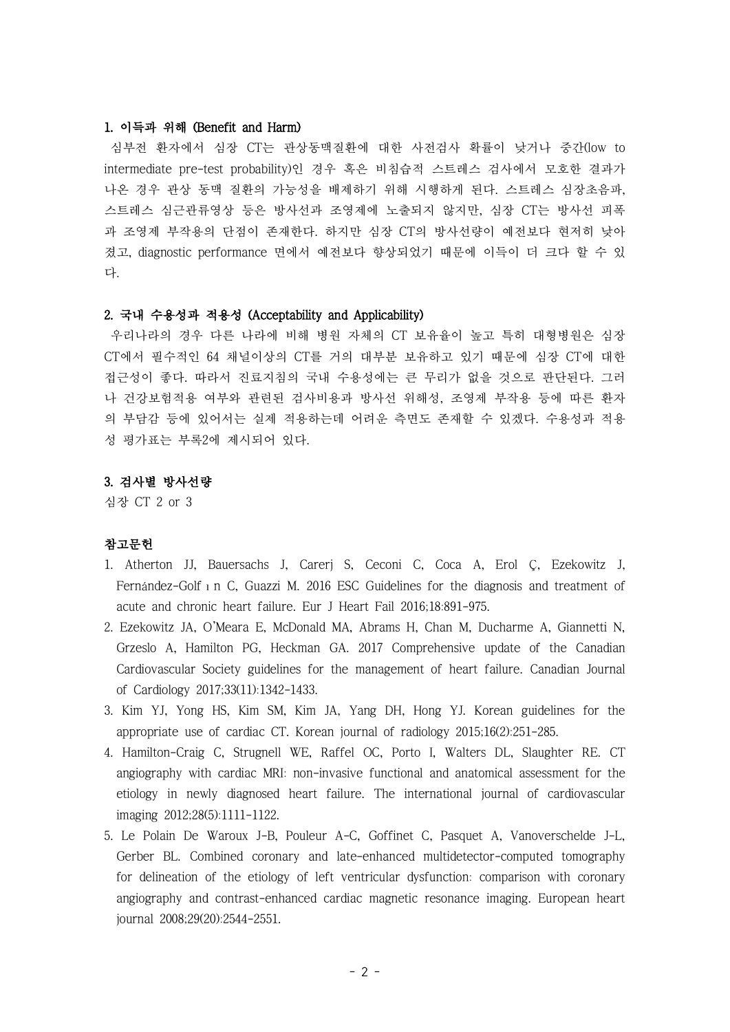### 1. 이득과 위해 (Benefit and Harm)

심부전 환자에서 심장 CT는 관상동맥질환에 대한 사전검사 확률이 낮거나 중간(low to intermediate pre-test probability)인 경우 혹은 비침습적 스트레스 검사에서 모호한 결과가 나온 경우 관상 동맥 질환의 가능성을 배제하기 위해 시행하게 된다. 스트레스 심장초음파, 스트레스 심근관류영상 등은 방사선과 조영제에 노출되지 않지만, 심장 CT는 방사선 피폭과 조영제 부작용의 단점이 존재한다. 하지만 심장 CT의 방사선량이 예전보다 현저히 낮아졌고, diagnostic performance 면에서 예전보다 향상되었기 때문에 이득이 더 크다 할 수 있다.

### 2. 국내 수용성과 적용성 (Acceptability and Applicability)

우리나라의 경우 다른 나라에 비해 병원 자체의 CT 보유율이 높고 특히 대형병원은 심장 CT에서 필수적인 64 채널이상의 CT를 거의 대부분 보유하고 있기 때문에 심장 CT에 대한 접근성이 좋다. 따라서 진료지침의 국내 수용성에는 큰 무리가 없을 것으로 판단된다. 그러나 건강보험적용 여부와 관련된 검사비용과 방사선 위해성, 조영제 부작용 등에 따른 환자의 부담감 등에 있어서는 실제 적용하는데 어려운 측면도 존재할 수 있겠다. 수용성과 적용성 평가표는 부록2에 제시되어 있다.

### 3. 검사별 방사선량

심장 CT 2 or 3

### 참고문헌

1. Atherton JJ, Bauersachs J, Carerj S, Ceconi C, Coca A, Erol Ç, Ezekowitz J, Fernández-Golfín C, Guazzi M. 2016 ESC Guidelines for the diagnosis and treatment of acute and chronic heart failure. Eur J Heart Fail 2016;18:891-975.
2. Ezekowitz JA, O'Meara E, McDonald MA, Abrams H, Chan M, Ducharme A, Giannetti N, Grzeslo A, Hamilton PG, Heckman GA. 2017 Comprehensive update of the Canadian Cardiovascular Society guidelines for the management of heart failure. Canadian Journal of Cardiology 2017;33(11):1342-1433.
3. Kim YJ, Yong HS, Kim SM, Kim JA, Yang DH, Hong YJ. Korean guidelines for the appropriate use of cardiac CT. Korean journal of radiology 2015;16(2):251-285.
4. Hamilton-Craig C, Strugnell WE, Raffel OC, Porto I, Walters DL, Slaughter RE. CT angiography with cardiac MRI: non-invasive functional and anatomical assessment for the etiology in newly diagnosed heart failure. The international journal of cardiovascular imaging 2012;28(5):1111-1122.
5. Le Polain De Waroux J-B, Pouleur A-C, Goffinet C, Pasquet A, Vanoverschelde J-L, Gerber BL. Combined coronary and late-enhanced multidetector-computed tomography for delineation of the etiology of left ventricular dysfunction: comparison with coronary angiography and contrast-enhanced cardiac magnetic resonance imaging. European heart journal 2008;29(20):2544-2551.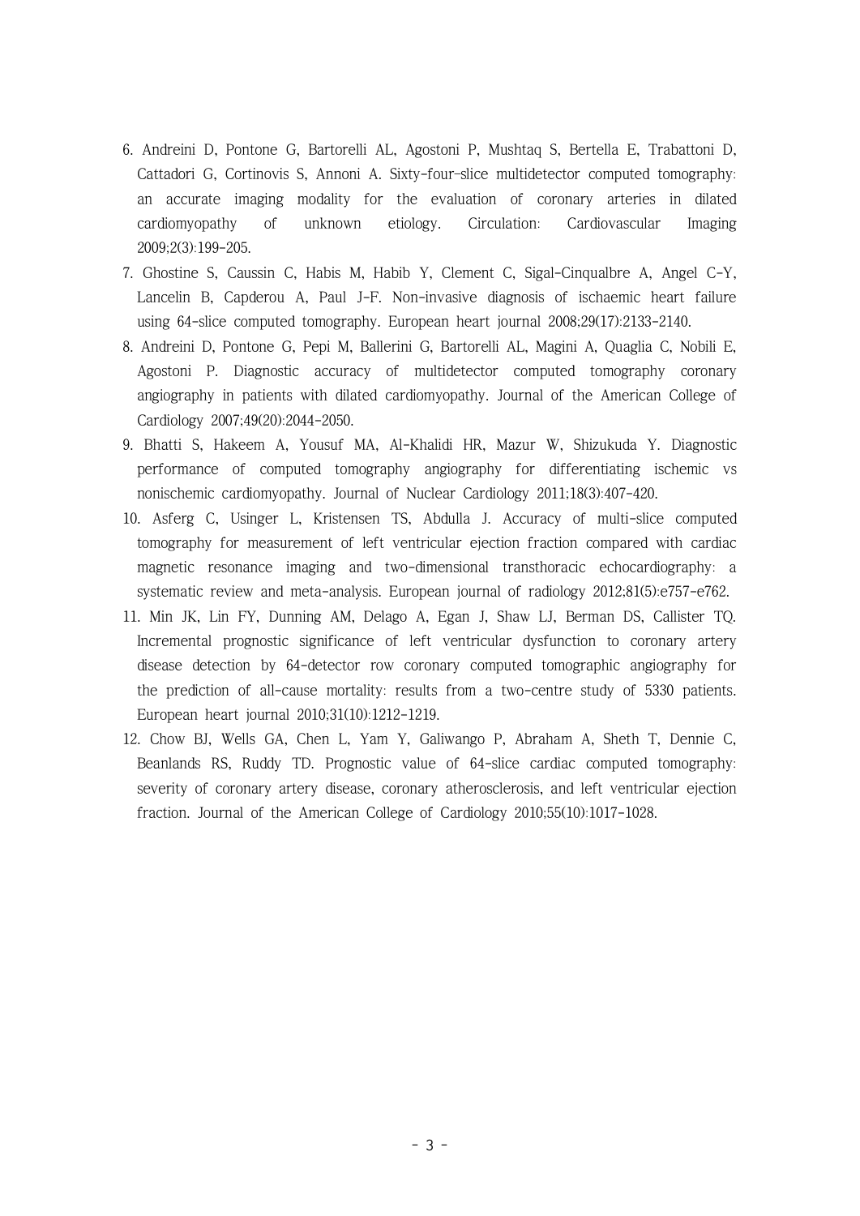6. Andreini D, Pontone G, Bartorelli AL, Agostoni P, Mushtaq S, Bertella E, Trabattoni D, Cattadori G, Cortinovis S, Annoni A. Sixty-four-slice multidetector computed tomography: an accurate imaging modality for the evaluation of coronary arteries in dilated cardiomyopathy of unknown etiology. Circulation: Cardiovascular Imaging 2009;2(3):199-205.
7. Ghostine S, Caussin C, Habis M, Habib Y, Clement C, Sigal-Cinqualbre A, Angel C-Y, Lancelin B, Capderou A, Paul J-F. Non-invasive diagnosis of ischaemic heart failure using 64-slice computed tomography. European heart journal 2008;29(17):2133-2140.
8. Andreini D, Pontone G, Pepi M, Ballerini G, Bartorelli AL, Magini A, Quaglia C, Nobili E, Agostoni P. Diagnostic accuracy of multidetector computed tomography coronary angiography in patients with dilated cardiomyopathy. Journal of the American College of Cardiology 2007;49(20):2044-2050.
9. Bhatti S, Hakeem A, Yousuf MA, Al-Khalidi HR, Mazur W, Shizukuda Y. Diagnostic performance of computed tomography angiography for differentiating ischemic vs nonischemic cardiomyopathy. Journal of Nuclear Cardiology 2011;18(3):407-420.
10. Asferg C, Usinger L, Kristensen TS, Abdulla J. Accuracy of multi-slice computed tomography for measurement of left ventricular ejection fraction compared with cardiac magnetic resonance imaging and two-dimensional transthoracic echocardiography: a systematic review and meta-analysis. European journal of radiology 2012;81(5):e757-e762.
11. Min JK, Lin FY, Dunning AM, Delago A, Egan J, Shaw LJ, Berman DS, Callister TQ. Incremental prognostic significance of left ventricular dysfunction to coronary artery disease detection by 64-detector row coronary computed tomographic angiography for the prediction of all-cause mortality: results from a two-centre study of 5330 patients. European heart journal 2010;31(10):1212-1219.
12. Chow BJ, Wells GA, Chen L, Yam Y, Galiwango P, Abraham A, Sheth T, Dennie C, Beanlands RS, Ruddy TD. Prognostic value of 64-slice cardiac computed tomography: severity of coronary artery disease, coronary atherosclerosis, and left ventricular ejection fraction. Journal of the American College of Cardiology 2010;55(10):1017-1028.